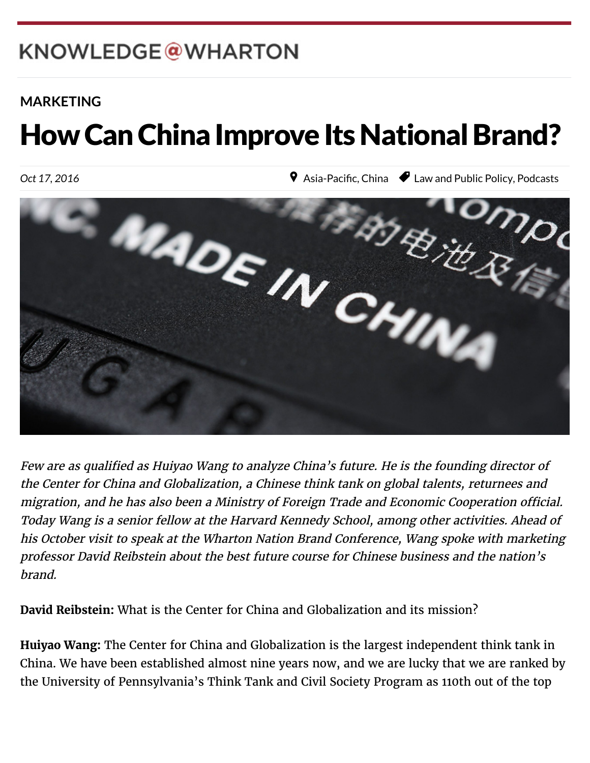KNOWLEDGE@WHARTON

MARKETING

# How Can China Improve Its National Brand?

*Oct 17, 2016*

Asia-Pacific, China | Law and Public Policy, Podcasts

*Few are as qualified as Huiyao Wang to analyze China's future. He is the founding director of the Center for China and Globalization, a Chinese think tank on global talents, returnees and migration, and he has also been a Ministry of Foreign Trade and Economic Cooperation official. Today Wang is a senior fellow at the Harvard Kennedy School, among other activities. Ahead of his October visit to speak at the Wharton Nation Brand Conference, Wang spoke with marketing professor David Reibstein about the best future course for Chinese business and the nation's brand.*

**David Reibstein:** What is the Center for China and Globalization and its mission?

**Huiyao Wang:** The Center for China and Globalization is the largest independent think tank in China. We have been established almost nine years now, and we are lucky that we are ranked by the University of Pennsylvania's Think Tank and Civil Society Program as 110th out of the top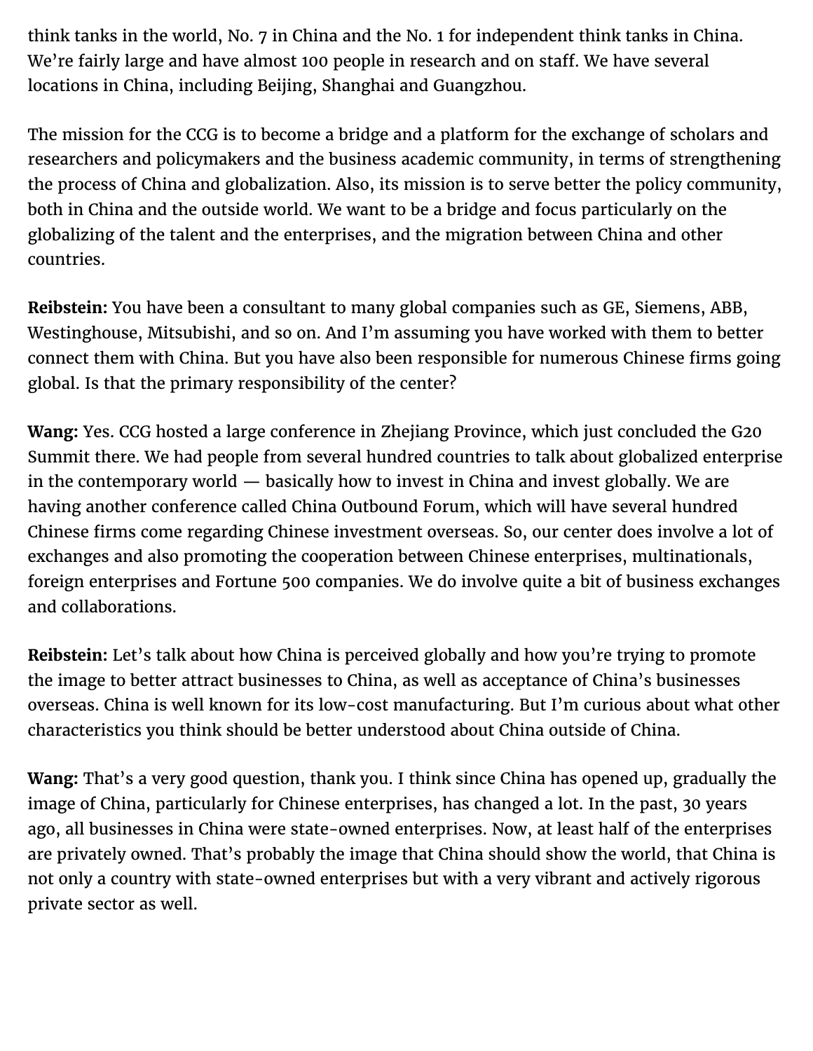think tanks in the world, No. 7 in China and the No. 1 for independent think tanks in China. We're fairly large and have almost 100 people in research and on staff. We have several locations in China, including Beijing, Shanghai and Guangzhou.

The mission for the CCG is to become a bridge and a platform for the exchange of scholars and researchers and policymakers and the business academic community, in terms of strengthening the process of China and globalization. Also, its mission is to serve better the policy community, both in China and the outside world. We want to be a bridge and focus particularly on the globalizing of the talent and the enterprises, and the migration between China and other countries.

**Reibstein:** You have been a consultant to many global companies such as GE, Siemens, ABB, Westinghouse, Mitsubishi, and so on. And I'm assuming you have worked with them to better connect them with China. But you have also been responsible for numerous Chinese firms going global. Is that the primary responsibility of the center?

**Wang:** Yes. CCG hosted a large conference in Zhejiang Province, which just concluded the G20 Summit there. We had people from several hundred countries to talk about globalized enterprise in the contemporary world — basically how to invest in China and invest globally. We are having another conference called China Outbound Forum, which will have several hundred Chinese firms come regarding Chinese investment overseas. So, our center does involve a lot of exchanges and also promoting the cooperation between Chinese enterprises, multinationals, foreign enterprises and Fortune 500 companies. We do involve quite a bit of business exchanges and collaborations.

**Reibstein:** Let's talk about how China is perceived globally and how you're trying to promote the image to better attract businesses to China, as well as acceptance of China's businesses overseas. China is well known for its low-cost manufacturing. But I'm curious about what other characteristics you think should be better understood about China outside of China.

**Wang:** That's a very good question, thank you. I think since China has opened up, gradually the image of China, particularly for Chinese enterprises, has changed a lot. In the past, 30 years ago, all businesses in China were state-owned enterprises. Now, at least half of the enterprises are privately owned. That's probably the image that China should show the world, that China is not only a country with state-owned enterprises but with a very vibrant and actively rigorous private sector as well.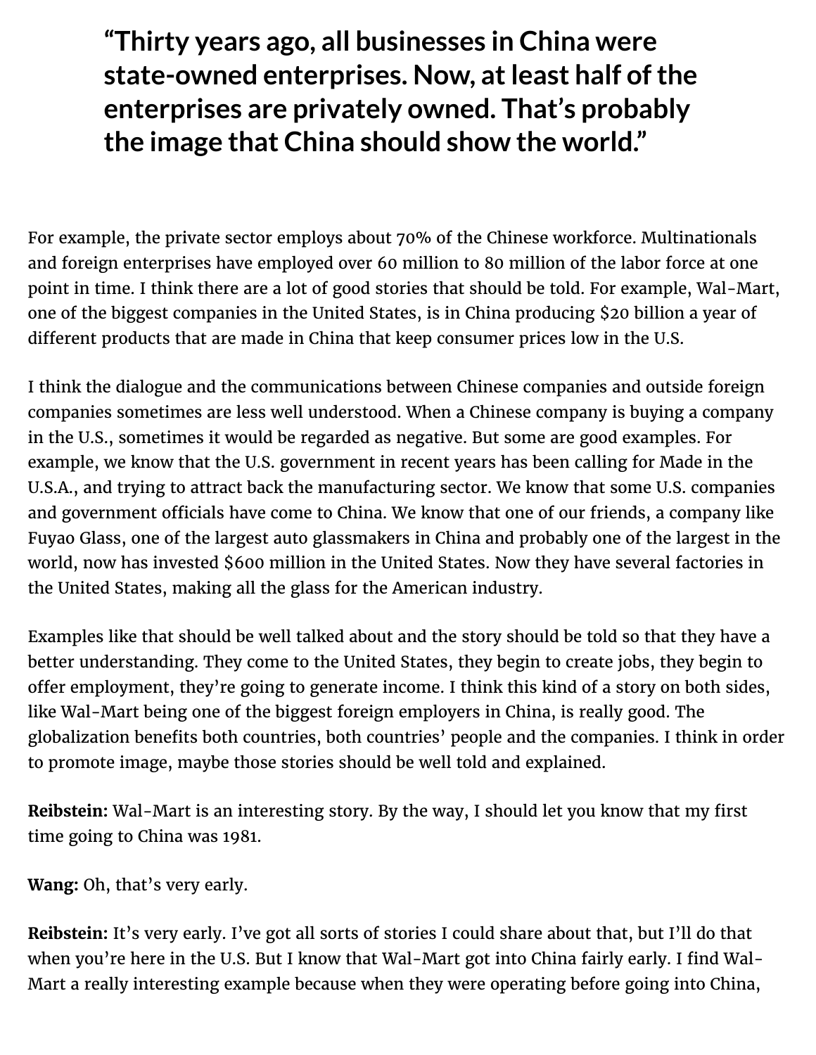> **"Thirty years ago, all businesses in China were state-owned enterprises. Now, at least half of the enterprises are privately owned. That's probably the image that China should show the world."**

For example, the private sector employs about 70% of the Chinese workforce. Multinationals and foreign enterprises have employed over 60 million to 80 million of the labor force at one point in time. I think there are a lot of good stories that should be told. For example, Wal-Mart, one of the biggest companies in the United States, is in China producing $20 billion a year of different products that are made in China that keep consumer prices low in the U.S.

I think the dialogue and the communications between Chinese companies and outside foreign companies sometimes are less well understood. When a Chinese company is buying a company in the U.S., sometimes it would be regarded as negative. But some are good examples. For example, we know that the U.S. government in recent years has been calling for Made in the U.S.A., and trying to attract back the manufacturing sector. We know that some U.S. companies and government officials have come to China. We know that one of our friends, a company like Fuyao Glass, one of the largest auto glassmakers in China and probably one of the largest in the world, now has invested $600 million in the United States. Now they have several factories in the United States, making all the glass for the American industry.

Examples like that should be well talked about and the story should be told so that they have a better understanding. They come to the United States, they begin to create jobs, they begin to offer employment, they're going to generate income. I think this kind of a story on both sides, like Wal-Mart being one of the biggest foreign employers in China, is really good. The globalization benefits both countries, both countries' people and the companies. I think in order to promote image, maybe those stories should be well told and explained.

**Reibstein:** Wal-Mart is an interesting story. By the way, I should let you know that my first time going to China was 1981.

**Wang:** Oh, that's very early.

**Reibstein:** It's very early. I've got all sorts of stories I could share about that, but I'll do that when you're here in the U.S. But I know that Wal-Mart got into China fairly early. I find Wal-Mart a really interesting example because when they were operating before going into China,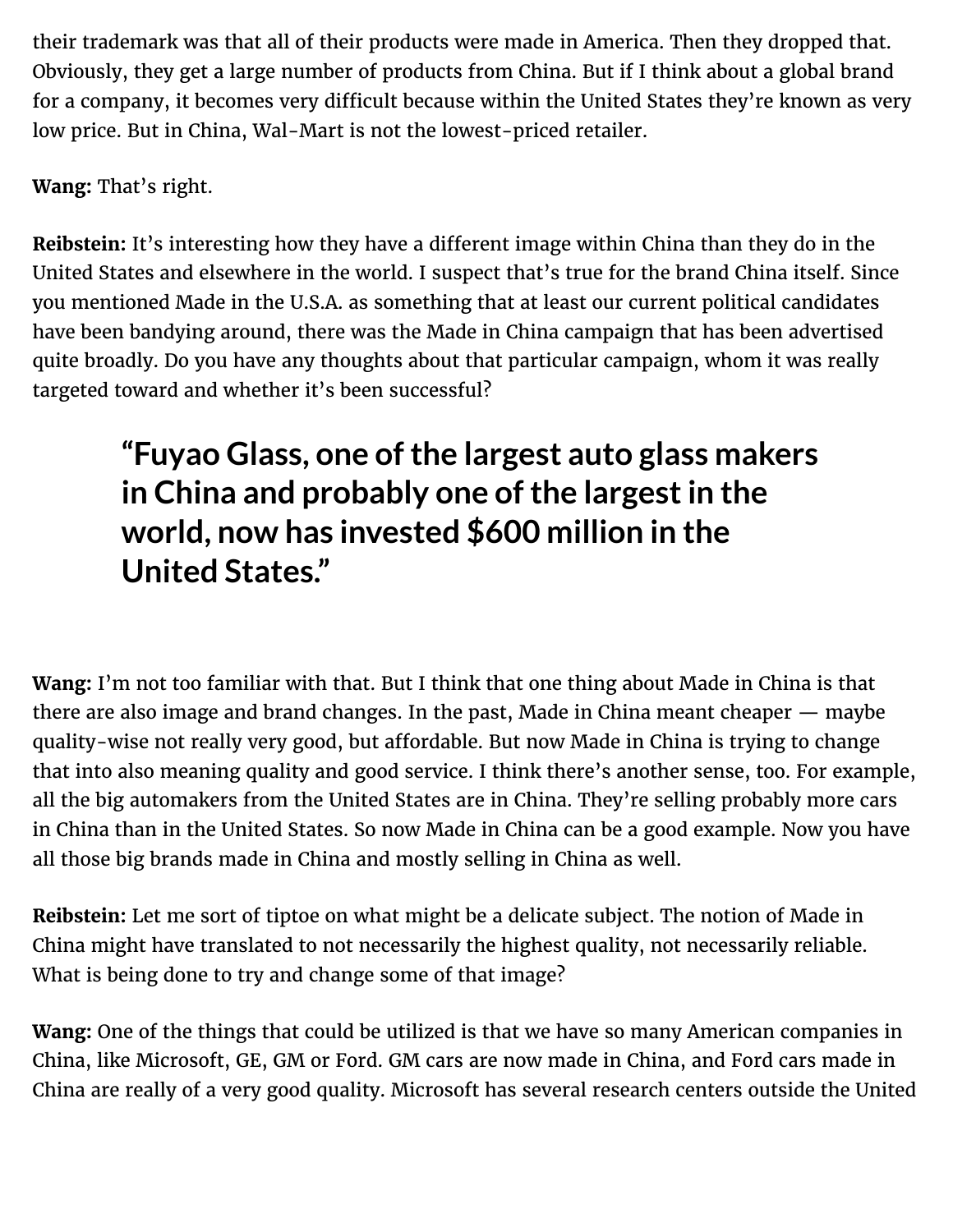their trademark was that all of their products were made in America. Then they dropped that. Obviously, they get a large number of products from China. But if I think about a global brand for a company, it becomes very difficult because within the United States they're known as very low price. But in China, Wal-Mart is not the lowest-priced retailer.

**Wang:** That's right.

**Reibstein:** It's interesting how they have a different image within China than they do in the United States and elsewhere in the world. I suspect that's true for the brand China itself. Since you mentioned Made in the U.S.A. as something that at least our current political candidates have been bandying around, there was the Made in China campaign that has been advertised quite broadly. Do you have any thoughts about that particular campaign, whom it was really targeted toward and whether it's been successful?

> **"Fuyao Glass, one of the largest auto glass makers in China and probably one of the largest in the world, now has invested $600 million in the United States."**

**Wang:** I'm not too familiar with that. But I think that one thing about Made in China is that there are also image and brand changes. In the past, Made in China meant cheaper — maybe quality-wise not really very good, but affordable. But now Made in China is trying to change that into also meaning quality and good service. I think there's another sense, too. For example, all the big automakers from the United States are in China. They're selling probably more cars in China than in the United States. So now Made in China can be a good example. Now you have all those big brands made in China and mostly selling in China as well.

**Reibstein:** Let me sort of tiptoe on what might be a delicate subject. The notion of Made in China might have translated to not necessarily the highest quality, not necessarily reliable. What is being done to try and change some of that image?

**Wang:** One of the things that could be utilized is that we have so many American companies in China, like Microsoft, GE, GM or Ford. GM cars are now made in China, and Ford cars made in China are really of a very good quality. Microsoft has several research centers outside the United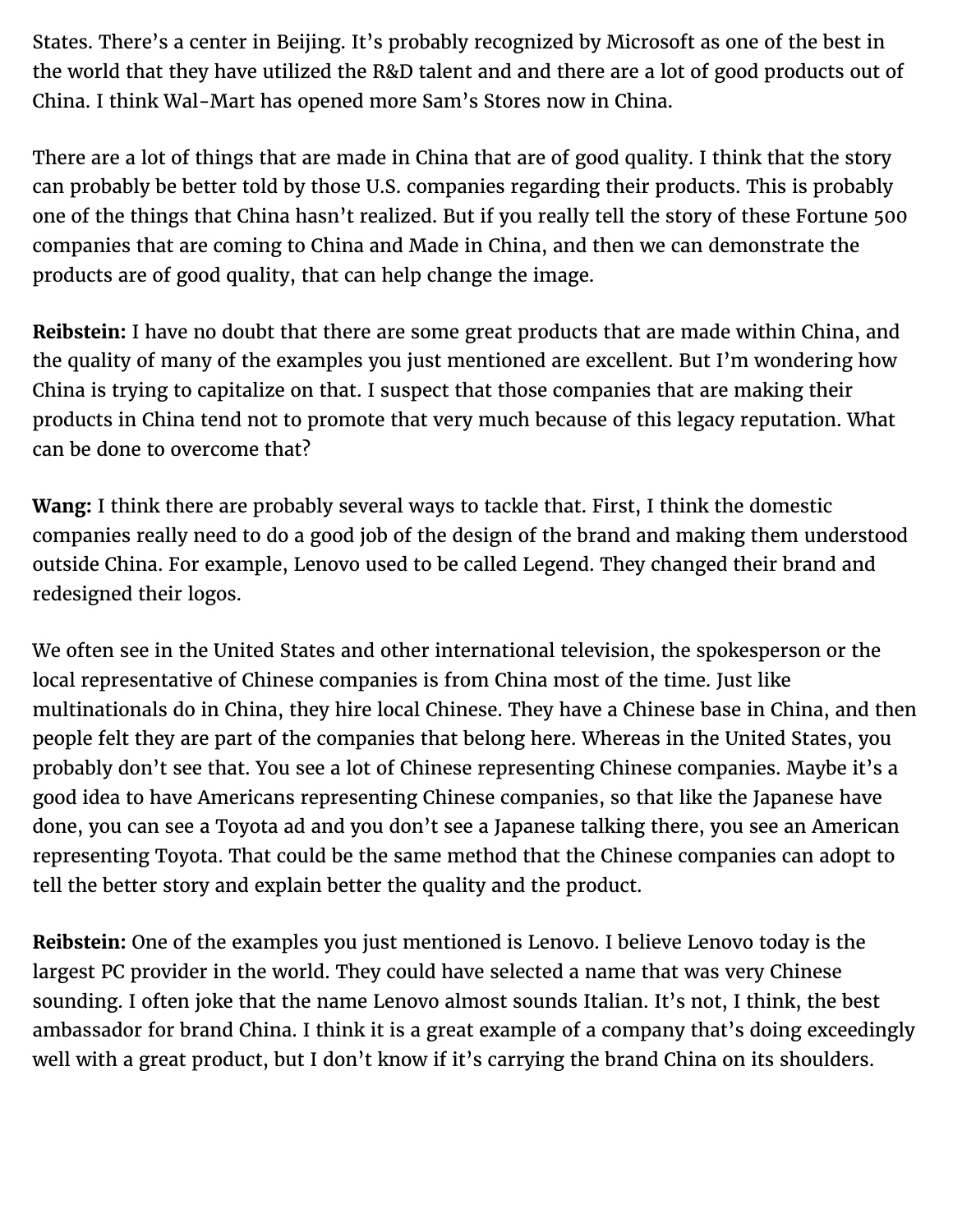States. There's a center in Beijing. It's probably recognized by Microsoft as one of the best in the world that they have utilized the R&D talent and and there are a lot of good products out of China. I think Wal-Mart has opened more Sam's Stores now in China.

There are a lot of things that are made in China that are of good quality. I think that the story can probably be better told by those U.S. companies regarding their products. This is probably one of the things that China hasn't realized. But if you really tell the story of these Fortune 500 companies that are coming to China and Made in China, and then we can demonstrate the products are of good quality, that can help change the image.

**Reibstein:** I have no doubt that there are some great products that are made within China, and the quality of many of the examples you just mentioned are excellent. But I'm wondering how China is trying to capitalize on that. I suspect that those companies that are making their products in China tend not to promote that very much because of this legacy reputation. What can be done to overcome that?

**Wang:** I think there are probably several ways to tackle that. First, I think the domestic companies really need to do a good job of the design of the brand and making them understood outside China. For example, Lenovo used to be called Legend. They changed their brand and redesigned their logos.

We often see in the United States and other international television, the spokesperson or the local representative of Chinese companies is from China most of the time. Just like multinationals do in China, they hire local Chinese. They have a Chinese base in China, and then people felt they are part of the companies that belong here. Whereas in the United States, you probably don't see that. You see a lot of Chinese representing Chinese companies. Maybe it's a good idea to have Americans representing Chinese companies, so that like the Japanese have done, you can see a Toyota ad and you don't see a Japanese talking there, you see an American representing Toyota. That could be the same method that the Chinese companies can adopt to tell the better story and explain better the quality and the product.

**Reibstein:** One of the examples you just mentioned is Lenovo. I believe Lenovo today is the largest PC provider in the world. They could have selected a name that was very Chinese sounding. I often joke that the name Lenovo almost sounds Italian. It's not, I think, the best ambassador for brand China. I think it is a great example of a company that's doing exceedingly well with a great product, but I don't know if it's carrying the brand China on its shoulders.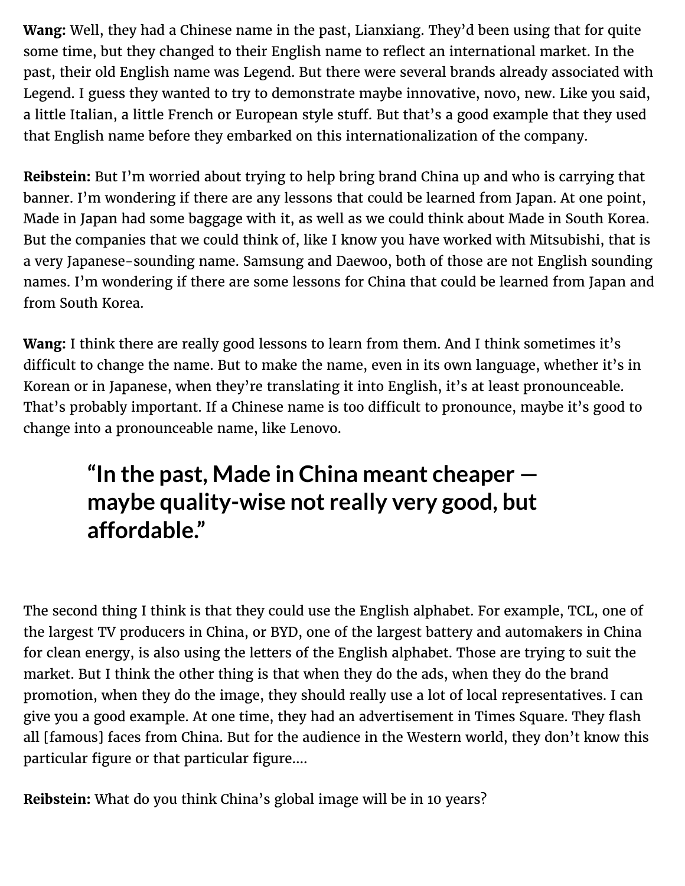**Wang:** Well, they had a Chinese name in the past, Lianxiang. They'd been using that for quite some time, but they changed to their English name to reflect an international market. In the past, their old English name was Legend. But there were several brands already associated with Legend. I guess they wanted to try to demonstrate maybe innovative, novo, new. Like you said, a little Italian, a little French or European style stuff. But that's a good example that they used that English name before they embarked on this internationalization of the company.

**Reibstein:** But I'm worried about trying to help bring brand China up and who is carrying that banner. I'm wondering if there are any lessons that could be learned from Japan. At one point, Made in Japan had some baggage with it, as well as we could think about Made in South Korea. But the companies that we could think of, like I know you have worked with Mitsubishi, that is a very Japanese-sounding name. Samsung and Daewoo, both of those are not English sounding names. I'm wondering if there are some lessons for China that could be learned from Japan and from South Korea.

**Wang:** I think there are really good lessons to learn from them. And I think sometimes it's difficult to change the name. But to make the name, even in its own language, whether it's in Korean or in Japanese, when they're translating it into English, it's at least pronounceable. That's probably important. If a Chinese name is too difficult to pronounce, maybe it's good to change into a pronounceable name, like Lenovo.

> **"In the past, Made in China meant cheaper — maybe quality-wise not really very good, but affordable."**

The second thing I think is that they could use the English alphabet. For example, TCL, one of the largest TV producers in China, or BYD, one of the largest battery and automakers in China for clean energy, is also using the letters of the English alphabet. Those are trying to suit the market. But I think the other thing is that when they do the ads, when they do the brand promotion, when they do the image, they should really use a lot of local representatives. I can give you a good example. At one time, they had an advertisement in Times Square. They flash all [famous] faces from China. But for the audience in the Western world, they don't know this particular figure or that particular figure….

**Reibstein:** What do you think China's global image will be in 10 years?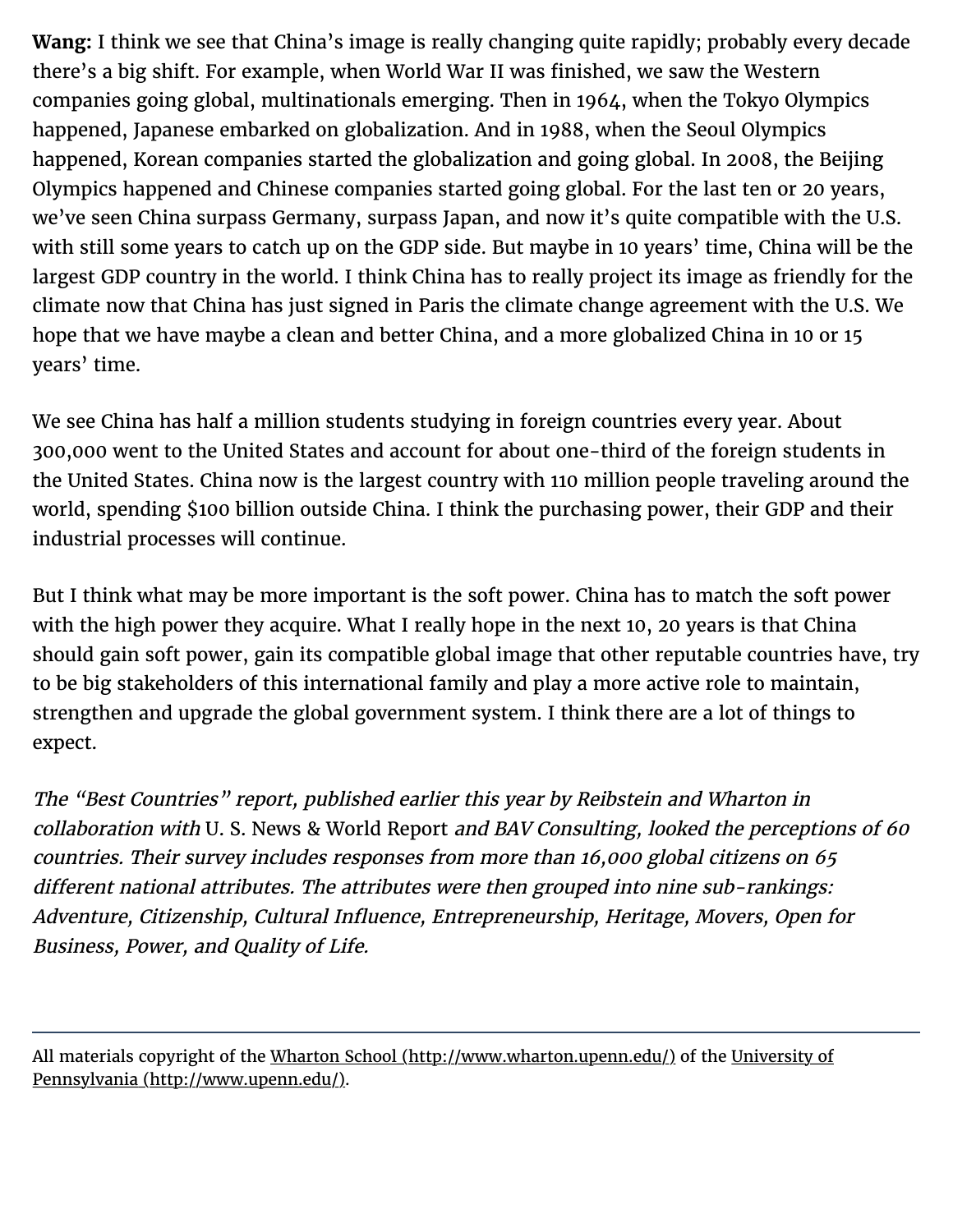**Wang:** I think we see that China's image is really changing quite rapidly; probably every decade there's a big shift. For example, when World War II was finished, we saw the Western companies going global, multinationals emerging. Then in 1964, when the Tokyo Olympics happened, Japanese embarked on globalization. And in 1988, when the Seoul Olympics happened, Korean companies started the globalization and going global. In 2008, the Beijing Olympics happened and Chinese companies started going global. For the last ten or 20 years, we've seen China surpass Germany, surpass Japan, and now it's quite compatible with the U.S. with still some years to catch up on the GDP side. But maybe in 10 years' time, China will be the largest GDP country in the world. I think China has to really project its image as friendly for the climate now that China has just signed in Paris the climate change agreement with the U.S. We hope that we have maybe a clean and better China, and a more globalized China in 10 or 15 years' time.

We see China has half a million students studying in foreign countries every year. About 300,000 went to the United States and account for about one-third of the foreign students in the United States. China now is the largest country with 110 million people traveling around the world, spending $100 billion outside China. I think the purchasing power, their GDP and their industrial processes will continue.

But I think what may be more important is the soft power. China has to match the soft power with the high power they acquire. What I really hope in the next 10, 20 years is that China should gain soft power, gain its compatible global image that other reputable countries have, try to be big stakeholders of this international family and play a more active role to maintain, strengthen and upgrade the global government system. I think there are a lot of things to expect.

*The "Best Countries" report, published earlier this year by Reibstein and Wharton in collaboration with* U. S. News & World Report *and BAV Consulting, looked the perceptions of 60 countries. Their survey includes responses from more than 16,000 global citizens on 65 different national attributes. The attributes were then grouped into nine sub-rankings: Adventure, Citizenship, Cultural Influence, Entrepreneurship, Heritage, Movers, Open for Business, Power, and Quality of Life.*

---

All materials copyright of the [Wharton School (http://www.wharton.upenn.edu/)](http://www.wharton.upenn.edu/) of the [University of Pennsylvania (http://www.upenn.edu/)](http://www.upenn.edu/).